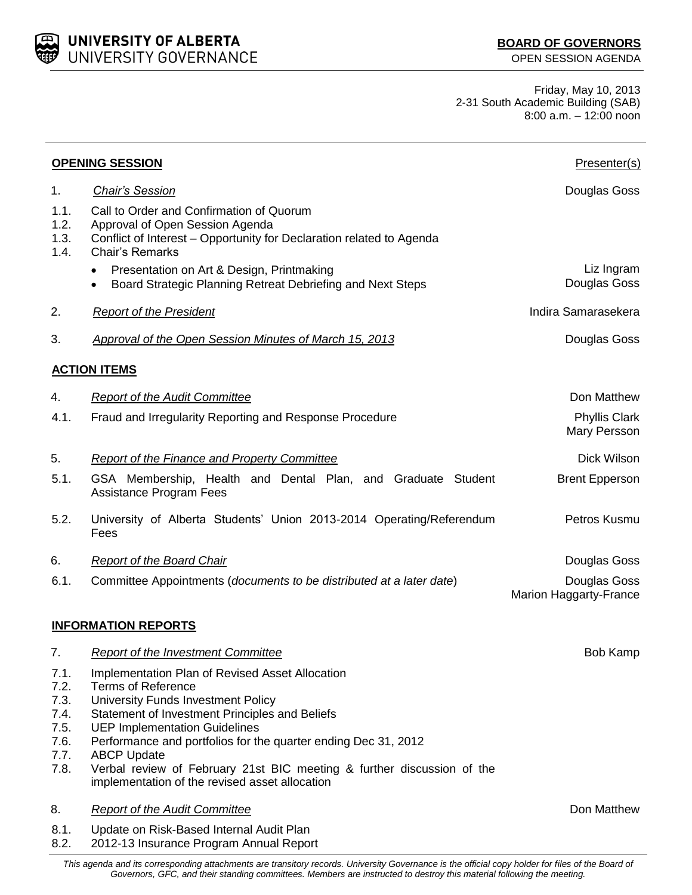**UNIVERSITY OF ALBERTA**
UNIVERSITY GOVERNANCE

**BOARD OF GOVERNORS**
OPEN SESSION AGENDA

Friday, May 10, 2013
2-31 South Academic Building (SAB)
8:00 a.m. – 12:00 noon

| | **OPENING SESSION** | Presenter(s) |
|---|---|---|
| 1. | *Chair's Session* | Douglas Goss |
| 1.1. | Call to Order and Confirmation of Quorum | |
| 1.2. | Approval of Open Session Agenda | |
| 1.3. | Conflict of Interest – Opportunity for Declaration related to Agenda | |
| 1.4. | Chair's Remarks | |
| | • Presentation on Art & Design, Printmaking | Liz Ingram |
| | • Board Strategic Planning Retreat Debriefing and Next Steps | Douglas Goss |
| 2. | *Report of the President* | Indira Samarasekera |
| 3. | *Approval of the Open Session Minutes of March 15, 2013* | Douglas Goss |
| | **ACTION ITEMS** | |
| 4. | *Report of the Audit Committee* | Don Matthew |
| 4.1. | Fraud and Irregularity Reporting and Response Procedure | Phyllis Clark<br>Mary Persson |
| 5. | *Report of the Finance and Property Committee* | Dick Wilson |
| 5.1. | GSA Membership, Health and Dental Plan, and Graduate Student Assistance Program Fees | Brent Epperson |
| 5.2. | University of Alberta Students' Union 2013-2014 Operating/Referendum Fees | Petros Kusmu |
| 6. | *Report of the Board Chair* | Douglas Goss |
| 6.1. | Committee Appointments (*documents to be distributed at a later date*) | Douglas Goss<br>Marion Haggarty-France |
| | **INFORMATION REPORTS** | |
| 7. | *Report of the Investment Committee* | Bob Kamp |
| 7.1. | Implementation Plan of Revised Asset Allocation | |
| 7.2. | Terms of Reference | |
| 7.3. | University Funds Investment Policy | |
| 7.4. | Statement of Investment Principles and Beliefs | |
| 7.5. | UEP Implementation Guidelines | |
| 7.6. | Performance and portfolios for the quarter ending Dec 31, 2012 | |
| 7.7. | ABCP Update | |
| 7.8. | Verbal review of February 21st BIC meeting & further discussion of the implementation of the revised asset allocation | |
| 8. | *Report of the Audit Committee* | Don Matthew |
| 8.1. | Update on Risk-Based Internal Audit Plan | |
| 8.2. | 2012-13 Insurance Program Annual Report | |

*This agenda and its corresponding attachments are transitory records. University Governance is the official copy holder for files of the Board of Governors, GFC, and their standing committees. Members are instructed to destroy this material following the meeting.*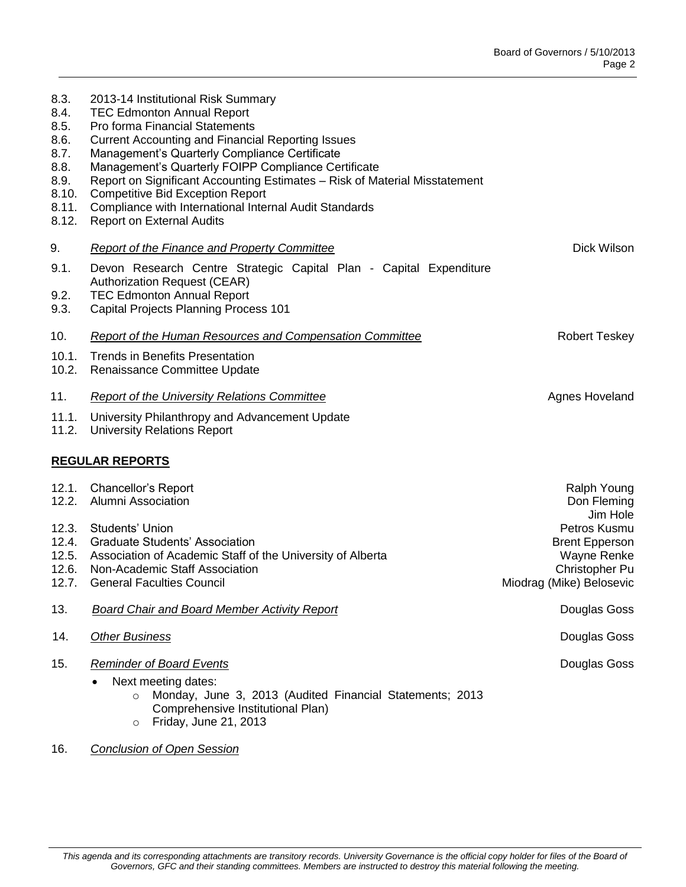8.3. 2013-14 Institutional Risk Summary
8.4. TEC Edmonton Annual Report
8.5. Pro forma Financial Statements
8.6. Current Accounting and Financial Reporting Issues
8.7. Management's Quarterly Compliance Certificate
8.8. Management's Quarterly FOIPP Compliance Certificate
8.9. Report on Significant Accounting Estimates – Risk of Material Misstatement
8.10. Competitive Bid Exception Report
8.11. Compliance with International Internal Audit Standards
8.12. Report on External Audits

9. *Report of the Finance and Property Committee* — Dick Wilson

9.1. Devon Research Centre Strategic Capital Plan - Capital Expenditure Authorization Request (CEAR)
9.2. TEC Edmonton Annual Report
9.3. Capital Projects Planning Process 101

10. *Report of the Human Resources and Compensation Committee* — Robert Teskey

10.1. Trends in Benefits Presentation
10.2. Renaissance Committee Update

11. *Report of the University Relations Committee* — Agnes Hoveland

11.1. University Philanthropy and Advancement Update
11.2. University Relations Report

**REGULAR REPORTS**

12.1. Chancellor's Report — Ralph Young
12.2. Alumni Association — Don Fleming, Jim Hole
12.3. Students' Union — Petros Kusmu
12.4. Graduate Students' Association — Brent Epperson
12.5. Association of Academic Staff of the University of Alberta — Wayne Renke
12.6. Non-Academic Staff Association — Christopher Pu
12.7. General Faculties Council — Miodrag (Mike) Belosevic

13. *Board Chair and Board Member Activity Report* — Douglas Goss

14. *Other Business* — Douglas Goss

15. *Reminder of Board Events* — Douglas Goss

- Next meeting dates:
    - Monday, June 3, 2013 (Audited Financial Statements; 2013 Comprehensive Institutional Plan)
    - Friday, June 21, 2013

16. *Conclusion of Open Session*

*This agenda and its corresponding attachments are transitory records. University Governance is the official copy holder for files of the Board of Governors, GFC and their standing committees. Members are instructed to destroy this material following the meeting.*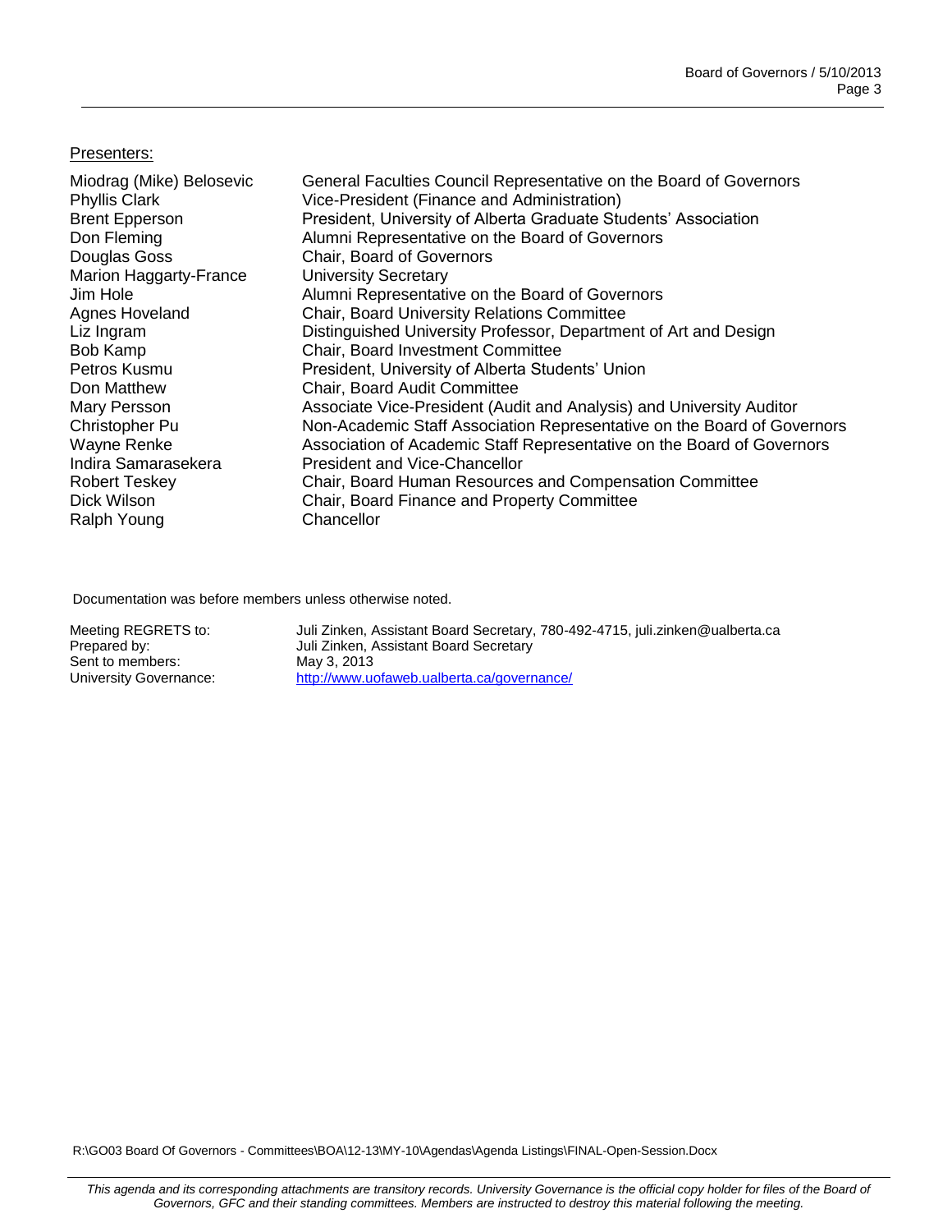Presenters:

| | |
|---|---|
| Miodrag (Mike) Belosevic | General Faculties Council Representative on the Board of Governors |
| Phyllis Clark | Vice-President (Finance and Administration) |
| Brent Epperson | President, University of Alberta Graduate Students' Association |
| Don Fleming | Alumni Representative on the Board of Governors |
| Douglas Goss | Chair, Board of Governors |
| Marion Haggarty-France | University Secretary |
| Jim Hole | Alumni Representative on the Board of Governors |
| Agnes Hoveland | Chair, Board University Relations Committee |
| Liz Ingram | Distinguished University Professor, Department of Art and Design |
| Bob Kamp | Chair, Board Investment Committee |
| Petros Kusmu | President, University of Alberta Students' Union |
| Don Matthew | Chair, Board Audit Committee |
| Mary Persson | Associate Vice-President (Audit and Analysis) and University Auditor |
| Christopher Pu | Non-Academic Staff Association Representative on the Board of Governors |
| Wayne Renke | Association of Academic Staff Representative on the Board of Governors |
| Indira Samarasekera | President and Vice-Chancellor |
| Robert Teskey | Chair, Board Human Resources and Compensation Committee |
| Dick Wilson | Chair, Board Finance and Property Committee |
| Ralph Young | Chancellor |

Documentation was before members unless otherwise noted.

| | |
|---|---|
| Meeting REGRETS to: | Juli Zinken, Assistant Board Secretary, 780-492-4715, juli.zinken@ualberta.ca |
| Prepared by: | Juli Zinken, Assistant Board Secretary |
| Sent to members: | May 3, 2013 |
| University Governance: | http://www.uofaweb.ualberta.ca/governance/ |

R:\GO03 Board Of Governors - Committees\BOA\12-13\MY-10\Agendas\Agenda Listings\FINAL-Open-Session.Docx

*This agenda and its corresponding attachments are transitory records. University Governance is the official copy holder for files of the Board of Governors, GFC and their standing committees. Members are instructed to destroy this material following the meeting.*